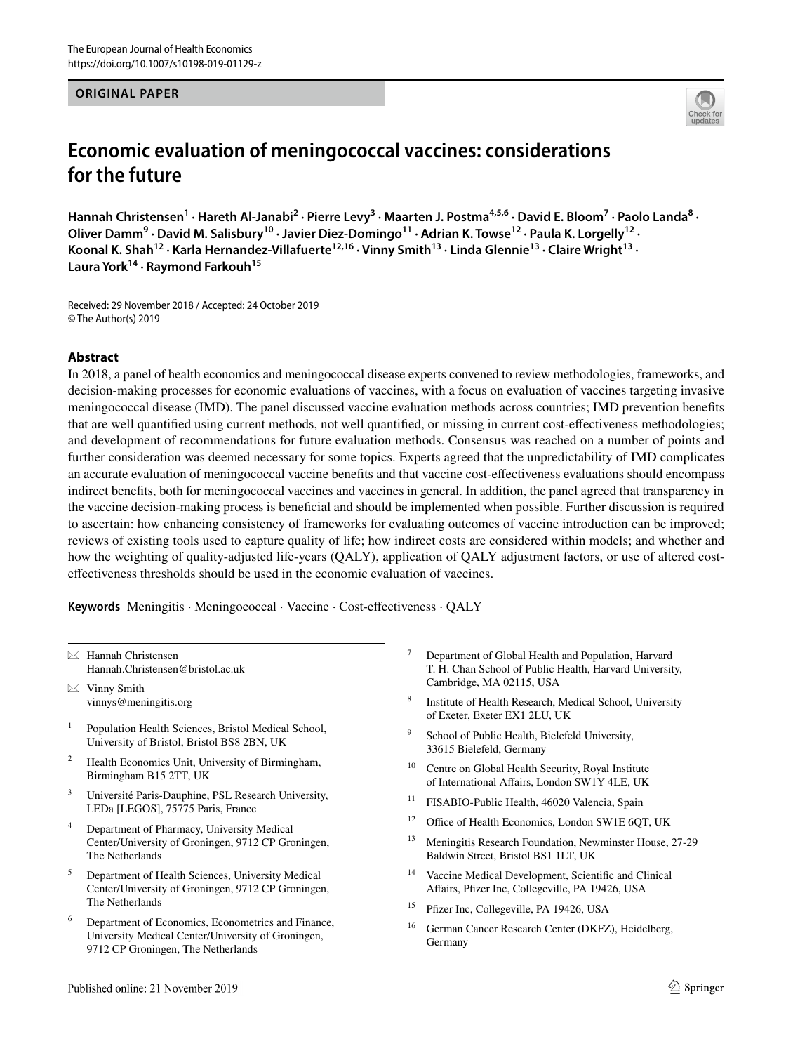ORIGINAL PAPER

# Economic evaluation of meningococcal vaccines: considerations for the future

**Hannah Christensen[1] · Hareth Al-Janabi[2] · Pierre Levy[3] · Maarten J. Postma[4,5,6] · David E. Bloom[7] · Paolo Landa[8] · Oliver Damm[9] · David M. Salisbury[10] · Javier Diez-Domingo[11] · Adrian K. Towse[12] · Paula K. Lorgelly[12] · Koonal K. Shah[12] · Karla Hernandez-Villafuerte[12,16] · Vinny Smith[13] · Linda Glennie[13] · Claire Wright[13] · Laura York[14] · Raymond Farkouh[15]**

Received: 29 November 2018 / Accepted: 24 October 2019
© The Author(s) 2019

## Abstract

In 2018, a panel of health economics and meningococcal disease experts convened to review methodologies, frameworks, and decision-making processes for economic evaluations of vaccines, with a focus on evaluation of vaccines targeting invasive meningococcal disease (IMD). The panel discussed vaccine evaluation methods across countries; IMD prevention benefits that are well quantified using current methods, not well quantified, or missing in current cost-effectiveness methodologies; and development of recommendations for future evaluation methods. Consensus was reached on a number of points and further consideration was deemed necessary for some topics. Experts agreed that the unpredictability of IMD complicates an accurate evaluation of meningococcal vaccine benefits and that vaccine cost-effectiveness evaluations should encompass indirect benefits, both for meningococcal vaccines and vaccines in general. In addition, the panel agreed that transparency in the vaccine decision-making process is beneficial and should be implemented when possible. Further discussion is required to ascertain: how enhancing consistency of frameworks for evaluating outcomes of vaccine introduction can be improved; reviews of existing tools used to capture quality of life; how indirect costs are considered within models; and whether and how the weighting of quality-adjusted life-years (QALY), application of QALY adjustment factors, or use of altered cost-effectiveness thresholds should be used in the economic evaluation of vaccines.

**Keywords** Meningitis · Meningococcal · Vaccine · Cost-effectiveness · QALY

✉ Hannah Christensen
Hannah.Christensen@bristol.ac.uk

✉ Vinny Smith
vinnys@meningitis.org

[1] Population Health Sciences, Bristol Medical School, University of Bristol, Bristol BS8 2BN, UK

[2] Health Economics Unit, University of Birmingham, Birmingham B15 2TT, UK

[3] Université Paris-Dauphine, PSL Research University, LEDa [LEGOS], 75775 Paris, France

[4] Department of Pharmacy, University Medical Center/University of Groningen, 9712 CP Groningen, The Netherlands

[5] Department of Health Sciences, University Medical Center/University of Groningen, 9712 CP Groningen, The Netherlands

[6] Department of Economics, Econometrics and Finance, University Medical Center/University of Groningen, 9712 CP Groningen, The Netherlands

[7] Department of Global Health and Population, Harvard T. H. Chan School of Public Health, Harvard University, Cambridge, MA 02115, USA

[8] Institute of Health Research, Medical School, University of Exeter, Exeter EX1 2LU, UK

[9] School of Public Health, Bielefeld University, 33615 Bielefeld, Germany

[10] Centre on Global Health Security, Royal Institute of International Affairs, London SW1Y 4LE, UK

[11] FISABIO-Public Health, 46020 Valencia, Spain

[12] Office of Health Economics, London SW1E 6QT, UK

[13] Meningitis Research Foundation, Newminster House, 27-29 Baldwin Street, Bristol BS1 1LT, UK

[14] Vaccine Medical Development, Scientific and Clinical Affairs, Pfizer Inc, Collegeville, PA 19426, USA

[15] Pfizer Inc, Collegeville, PA 19426, USA

[16] German Cancer Research Center (DKFZ), Heidelberg, Germany

Published online: 21 November 2019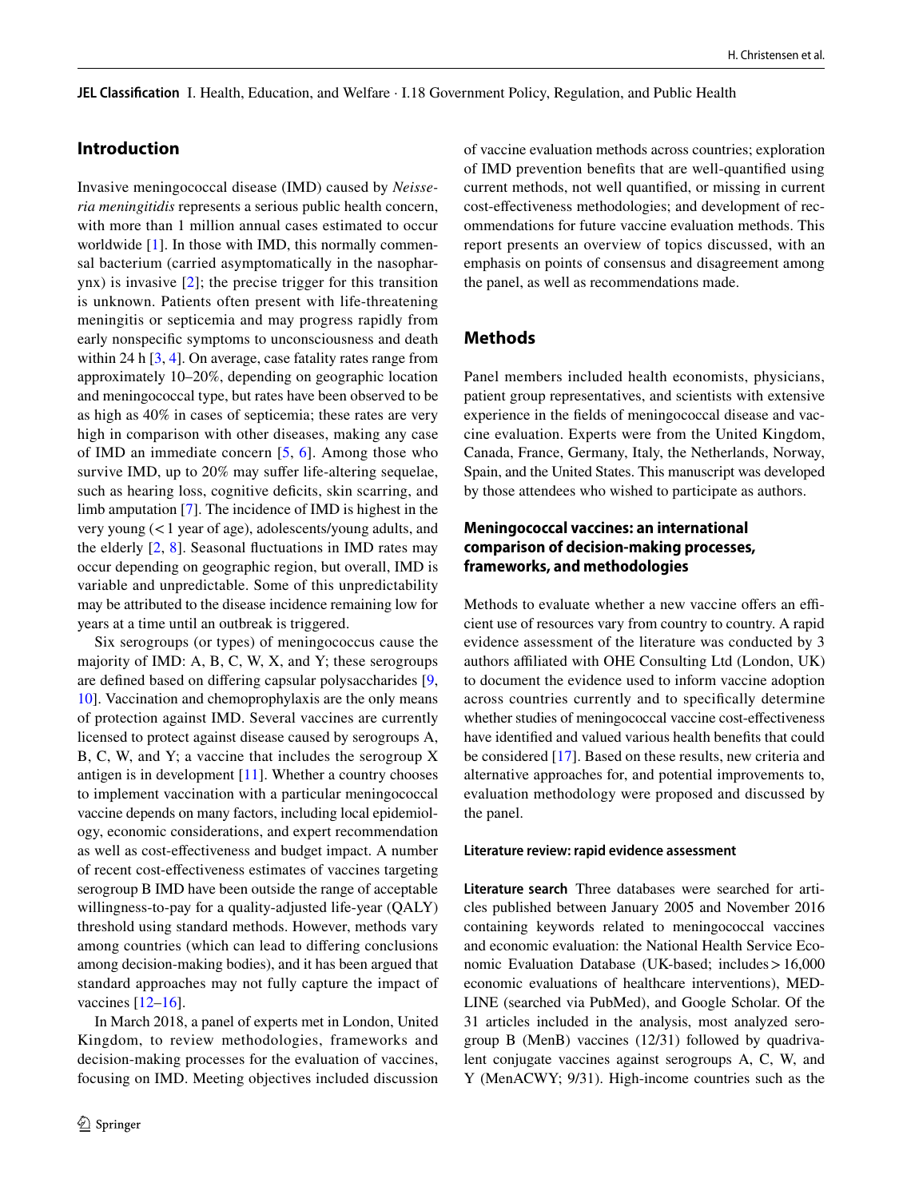**JEL Classification** I. Health, Education, and Welfare · I.18 Government Policy, Regulation, and Public Health

## Introduction

Invasive meningococcal disease (IMD) caused by *Neisseria meningitidis* represents a serious public health concern, with more than 1 million annual cases estimated to occur worldwide [1]. In those with IMD, this normally commensal bacterium (carried asymptomatically in the nasopharynx) is invasive [2]; the precise trigger for this transition is unknown. Patients often present with life-threatening meningitis or septicemia and may progress rapidly from early nonspecific symptoms to unconsciousness and death within 24 h [3, 4]. On average, case fatality rates range from approximately 10–20%, depending on geographic location and meningococcal type, but rates have been observed to be as high as 40% in cases of septicemia; these rates are very high in comparison with other diseases, making any case of IMD an immediate concern [5, 6]. Among those who survive IMD, up to 20% may suffer life-altering sequelae, such as hearing loss, cognitive deficits, skin scarring, and limb amputation [7]. The incidence of IMD is highest in the very young (< 1 year of age), adolescents/young adults, and the elderly [2, 8]. Seasonal fluctuations in IMD rates may occur depending on geographic region, but overall, IMD is variable and unpredictable. Some of this unpredictability may be attributed to the disease incidence remaining low for years at a time until an outbreak is triggered.

Six serogroups (or types) of meningococcus cause the majority of IMD: A, B, C, W, X, and Y; these serogroups are defined based on differing capsular polysaccharides [9, 10]. Vaccination and chemoprophylaxis are the only means of protection against IMD. Several vaccines are currently licensed to protect against disease caused by serogroups A, B, C, W, and Y; a vaccine that includes the serogroup X antigen is in development [11]. Whether a country chooses to implement vaccination with a particular meningococcal vaccine depends on many factors, including local epidemiology, economic considerations, and expert recommendation as well as cost-effectiveness and budget impact. A number of recent cost-effectiveness estimates of vaccines targeting serogroup B IMD have been outside the range of acceptable willingness-to-pay for a quality-adjusted life-year (QALY) threshold using standard methods. However, methods vary among countries (which can lead to differing conclusions among decision-making bodies), and it has been argued that standard approaches may not fully capture the impact of vaccines [12–16].

In March 2018, a panel of experts met in London, United Kingdom, to review methodologies, frameworks and decision-making processes for the evaluation of vaccines, focusing on IMD. Meeting objectives included discussion of vaccine evaluation methods across countries; exploration of IMD prevention benefits that are well-quantified using current methods, not well quantified, or missing in current cost-effectiveness methodologies; and development of recommendations for future vaccine evaluation methods. This report presents an overview of topics discussed, with an emphasis on points of consensus and disagreement among the panel, as well as recommendations made.

## Methods

Panel members included health economists, physicians, patient group representatives, and scientists with extensive experience in the fields of meningococcal disease and vaccine evaluation. Experts were from the United Kingdom, Canada, France, Germany, Italy, the Netherlands, Norway, Spain, and the United States. This manuscript was developed by those attendees who wished to participate as authors.

### Meningococcal vaccines: an international comparison of decision-making processes, frameworks, and methodologies

Methods to evaluate whether a new vaccine offers an efficient use of resources vary from country to country. A rapid evidence assessment of the literature was conducted by 3 authors affiliated with OHE Consulting Ltd (London, UK) to document the evidence used to inform vaccine adoption across countries currently and to specifically determine whether studies of meningococcal vaccine cost-effectiveness have identified and valued various health benefits that could be considered [17]. Based on these results, new criteria and alternative approaches for, and potential improvements to, evaluation methodology were proposed and discussed by the panel.

#### Literature review: rapid evidence assessment

**Literature search** Three databases were searched for articles published between January 2005 and November 2016 containing keywords related to meningococcal vaccines and economic evaluation: the National Health Service Economic Evaluation Database (UK-based; includes > 16,000 economic evaluations of healthcare interventions), MEDLINE (searched via PubMed), and Google Scholar. Of the 31 articles included in the analysis, most analyzed serogroup B (MenB) vaccines (12/31) followed by quadrivalent conjugate vaccines against serogroups A, C, W, and Y (MenACWY; 9/31). High-income countries such as the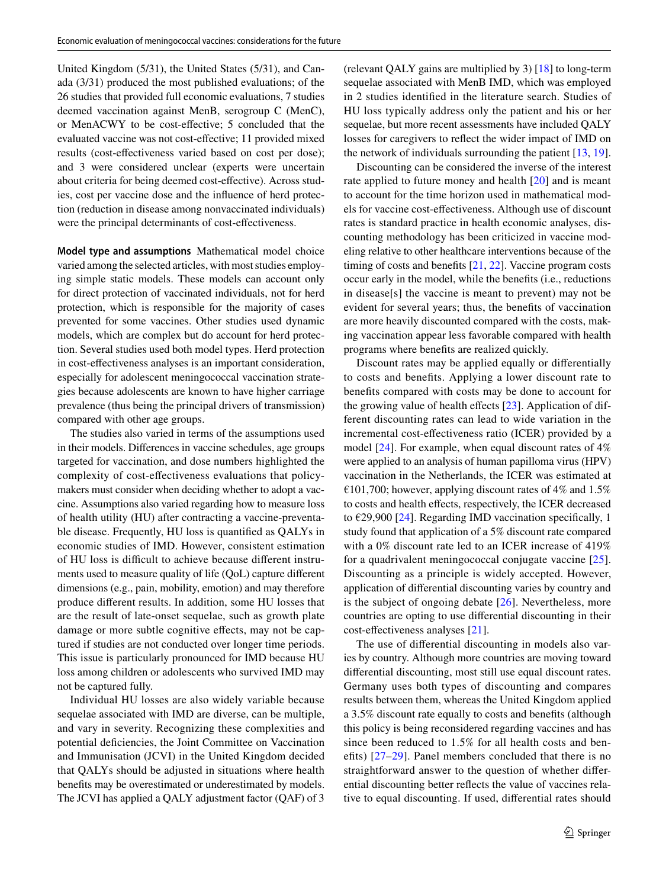United Kingdom (5/31), the United States (5/31), and Canada (3/31) produced the most published evaluations; of the 26 studies that provided full economic evaluations, 7 studies deemed vaccination against MenB, serogroup C (MenC), or MenACWY to be cost-effective; 5 concluded that the evaluated vaccine was not cost-effective; 11 provided mixed results (cost-effectiveness varied based on cost per dose); and 3 were considered unclear (experts were uncertain about criteria for being deemed cost-effective). Across studies, cost per vaccine dose and the influence of herd protection (reduction in disease among nonvaccinated individuals) were the principal determinants of cost-effectiveness.

**Model type and assumptions** Mathematical model choice varied among the selected articles, with most studies employing simple static models. These models can account only for direct protection of vaccinated individuals, not for herd protection, which is responsible for the majority of cases prevented for some vaccines. Other studies used dynamic models, which are complex but do account for herd protection. Several studies used both model types. Herd protection in cost-effectiveness analyses is an important consideration, especially for adolescent meningococcal vaccination strategies because adolescents are known to have higher carriage prevalence (thus being the principal drivers of transmission) compared with other age groups.

The studies also varied in terms of the assumptions used in their models. Differences in vaccine schedules, age groups targeted for vaccination, and dose numbers highlighted the complexity of cost-effectiveness evaluations that policymakers must consider when deciding whether to adopt a vaccine. Assumptions also varied regarding how to measure loss of health utility (HU) after contracting a vaccine-preventable disease. Frequently, HU loss is quantified as QALYs in economic studies of IMD. However, consistent estimation of HU loss is difficult to achieve because different instruments used to measure quality of life (QoL) capture different dimensions (e.g., pain, mobility, emotion) and may therefore produce different results. In addition, some HU losses that are the result of late-onset sequelae, such as growth plate damage or more subtle cognitive effects, may not be captured if studies are not conducted over longer time periods. This issue is particularly pronounced for IMD because HU loss among children or adolescents who survived IMD may not be captured fully.

Individual HU losses are also widely variable because sequelae associated with IMD are diverse, can be multiple, and vary in severity. Recognizing these complexities and potential deficiencies, the Joint Committee on Vaccination and Immunisation (JCVI) in the United Kingdom decided that QALYs should be adjusted in situations where health benefits may be overestimated or underestimated by models. The JCVI has applied a QALY adjustment factor (QAF) of 3 (relevant QALY gains are multiplied by 3) [18] to long-term sequelae associated with MenB IMD, which was employed in 2 studies identified in the literature search. Studies of HU loss typically address only the patient and his or her sequelae, but more recent assessments have included QALY losses for caregivers to reflect the wider impact of IMD on the network of individuals surrounding the patient [13, 19].

Discounting can be considered the inverse of the interest rate applied to future money and health [20] and is meant to account for the time horizon used in mathematical models for vaccine cost-effectiveness. Although use of discount rates is standard practice in health economic analyses, discounting methodology has been criticized in vaccine modeling relative to other healthcare interventions because of the timing of costs and benefits [21, 22]. Vaccine program costs occur early in the model, while the benefits (i.e., reductions in disease[s] the vaccine is meant to prevent) may not be evident for several years; thus, the benefits of vaccination are more heavily discounted compared with the costs, making vaccination appear less favorable compared with health programs where benefits are realized quickly.

Discount rates may be applied equally or differentially to costs and benefits. Applying a lower discount rate to benefits compared with costs may be done to account for the growing value of health effects [23]. Application of different discounting rates can lead to wide variation in the incremental cost-effectiveness ratio (ICER) provided by a model [24]. For example, when equal discount rates of 4% were applied to an analysis of human papilloma virus (HPV) vaccination in the Netherlands, the ICER was estimated at €101,700; however, applying discount rates of 4% and 1.5% to costs and health effects, respectively, the ICER decreased to €29,900 [24]. Regarding IMD vaccination specifically, 1 study found that application of a 5% discount rate compared with a 0% discount rate led to an ICER increase of 419% for a quadrivalent meningococcal conjugate vaccine [25]. Discounting as a principle is widely accepted. However, application of differential discounting varies by country and is the subject of ongoing debate [26]. Nevertheless, more countries are opting to use differential discounting in their cost-effectiveness analyses [21].

The use of differential discounting in models also varies by country. Although more countries are moving toward differential discounting, most still use equal discount rates. Germany uses both types of discounting and compares results between them, whereas the United Kingdom applied a 3.5% discount rate equally to costs and benefits (although this policy is being reconsidered regarding vaccines and has since been reduced to 1.5% for all health costs and benefits) [27–29]. Panel members concluded that there is no straightforward answer to the question of whether differential discounting better reflects the value of vaccines relative to equal discounting. If used, differential rates should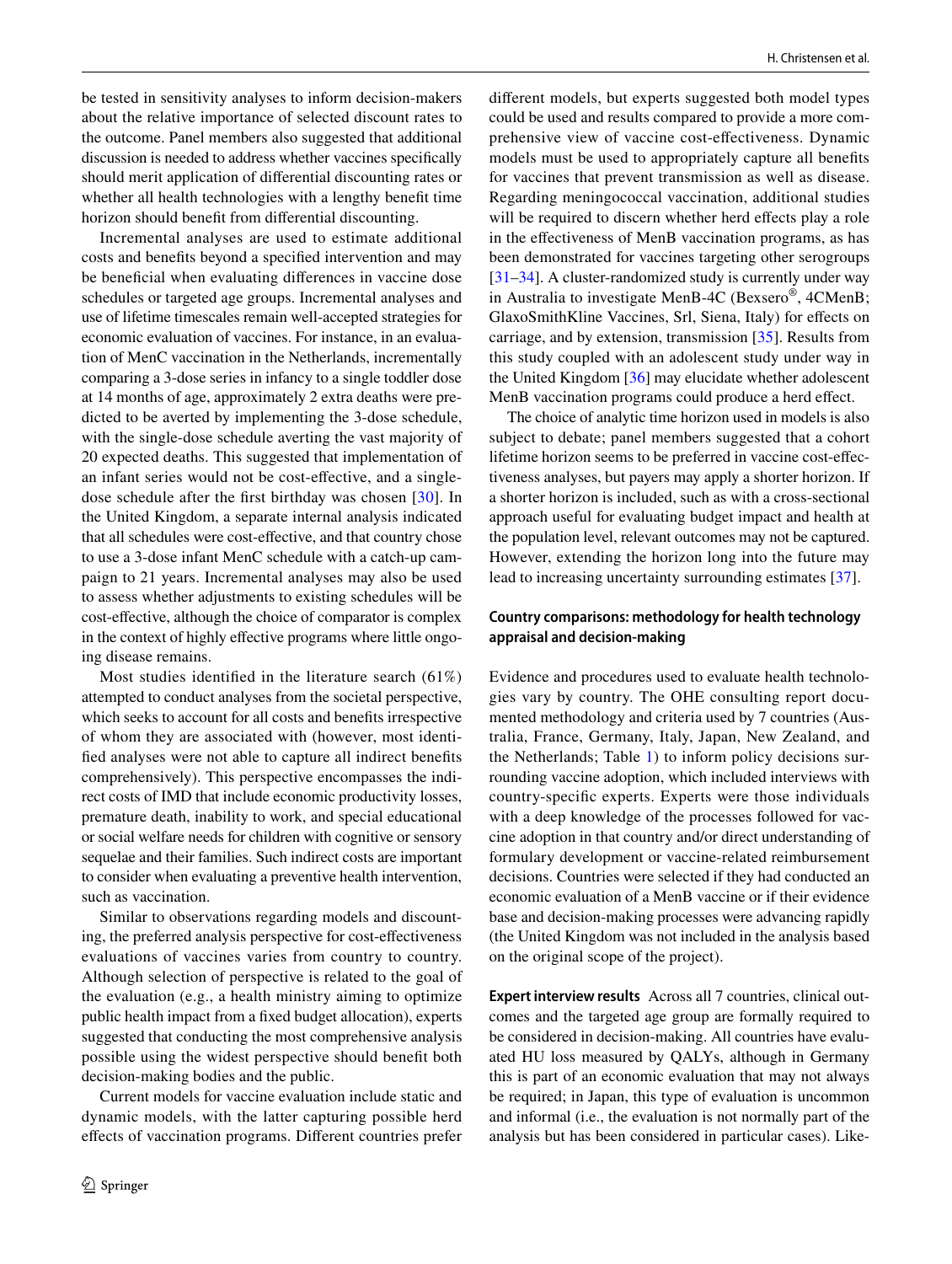be tested in sensitivity analyses to inform decision-makers about the relative importance of selected discount rates to the outcome. Panel members also suggested that additional discussion is needed to address whether vaccines specifically should merit application of differential discounting rates or whether all health technologies with a lengthy benefit time horizon should benefit from differential discounting.

Incremental analyses are used to estimate additional costs and benefits beyond a specified intervention and may be beneficial when evaluating differences in vaccine dose schedules or targeted age groups. Incremental analyses and use of lifetime timescales remain well-accepted strategies for economic evaluation of vaccines. For instance, in an evaluation of MenC vaccination in the Netherlands, incrementally comparing a 3-dose series in infancy to a single toddler dose at 14 months of age, approximately 2 extra deaths were predicted to be averted by implementing the 3-dose schedule, with the single-dose schedule averting the vast majority of 20 expected deaths. This suggested that implementation of an infant series would not be cost-effective, and a single-dose schedule after the first birthday was chosen [30]. In the United Kingdom, a separate internal analysis indicated that all schedules were cost-effective, and that country chose to use a 3-dose infant MenC schedule with a catch-up campaign to 21 years. Incremental analyses may also be used to assess whether adjustments to existing schedules will be cost-effective, although the choice of comparator is complex in the context of highly effective programs where little ongoing disease remains.

Most studies identified in the literature search (61%) attempted to conduct analyses from the societal perspective, which seeks to account for all costs and benefits irrespective of whom they are associated with (however, most identified analyses were not able to capture all indirect benefits comprehensively). This perspective encompasses the indirect costs of IMD that include economic productivity losses, premature death, inability to work, and special educational or social welfare needs for children with cognitive or sensory sequelae and their families. Such indirect costs are important to consider when evaluating a preventive health intervention, such as vaccination.

Similar to observations regarding models and discounting, the preferred analysis perspective for cost-effectiveness evaluations of vaccines varies from country to country. Although selection of perspective is related to the goal of the evaluation (e.g., a health ministry aiming to optimize public health impact from a fixed budget allocation), experts suggested that conducting the most comprehensive analysis possible using the widest perspective should benefit both decision-making bodies and the public.

Current models for vaccine evaluation include static and dynamic models, with the latter capturing possible herd effects of vaccination programs. Different countries prefer different models, but experts suggested both model types could be used and results compared to provide a more comprehensive view of vaccine cost-effectiveness. Dynamic models must be used to appropriately capture all benefits for vaccines that prevent transmission as well as disease. Regarding meningococcal vaccination, additional studies will be required to discern whether herd effects play a role in the effectiveness of MenB vaccination programs, as has been demonstrated for vaccines targeting other serogroups [31–34]. A cluster-randomized study is currently under way in Australia to investigate MenB-4C (Bexsero®, 4CMenB; GlaxoSmithKline Vaccines, Srl, Siena, Italy) for effects on carriage, and by extension, transmission [35]. Results from this study coupled with an adolescent study under way in the United Kingdom [36] may elucidate whether adolescent MenB vaccination programs could produce a herd effect.

The choice of analytic time horizon used in models is also subject to debate; panel members suggested that a cohort lifetime horizon seems to be preferred in vaccine cost-effectiveness analyses, but payers may apply a shorter horizon. If a shorter horizon is included, such as with a cross-sectional approach useful for evaluating budget impact and health at the population level, relevant outcomes may not be captured. However, extending the horizon long into the future may lead to increasing uncertainty surrounding estimates [37].

### Country comparisons: methodology for health technology appraisal and decision-making

Evidence and procedures used to evaluate health technologies vary by country. The OHE consulting report documented methodology and criteria used by 7 countries (Australia, France, Germany, Italy, Japan, New Zealand, and the Netherlands; Table 1) to inform policy decisions surrounding vaccine adoption, which included interviews with country-specific experts. Experts were those individuals with a deep knowledge of the processes followed for vaccine adoption in that country and/or direct understanding of formulary development or vaccine-related reimbursement decisions. Countries were selected if they had conducted an economic evaluation of a MenB vaccine or if their evidence base and decision-making processes were advancing rapidly (the United Kingdom was not included in the analysis based on the original scope of the project).

**Expert interview results** Across all 7 countries, clinical outcomes and the targeted age group are formally required to be considered in decision-making. All countries have evaluated HU loss measured by QALYs, although in Germany this is part of an economic evaluation that may not always be required; in Japan, this type of evaluation is uncommon and informal (i.e., the evaluation is not normally part of the analysis but has been considered in particular cases). Like-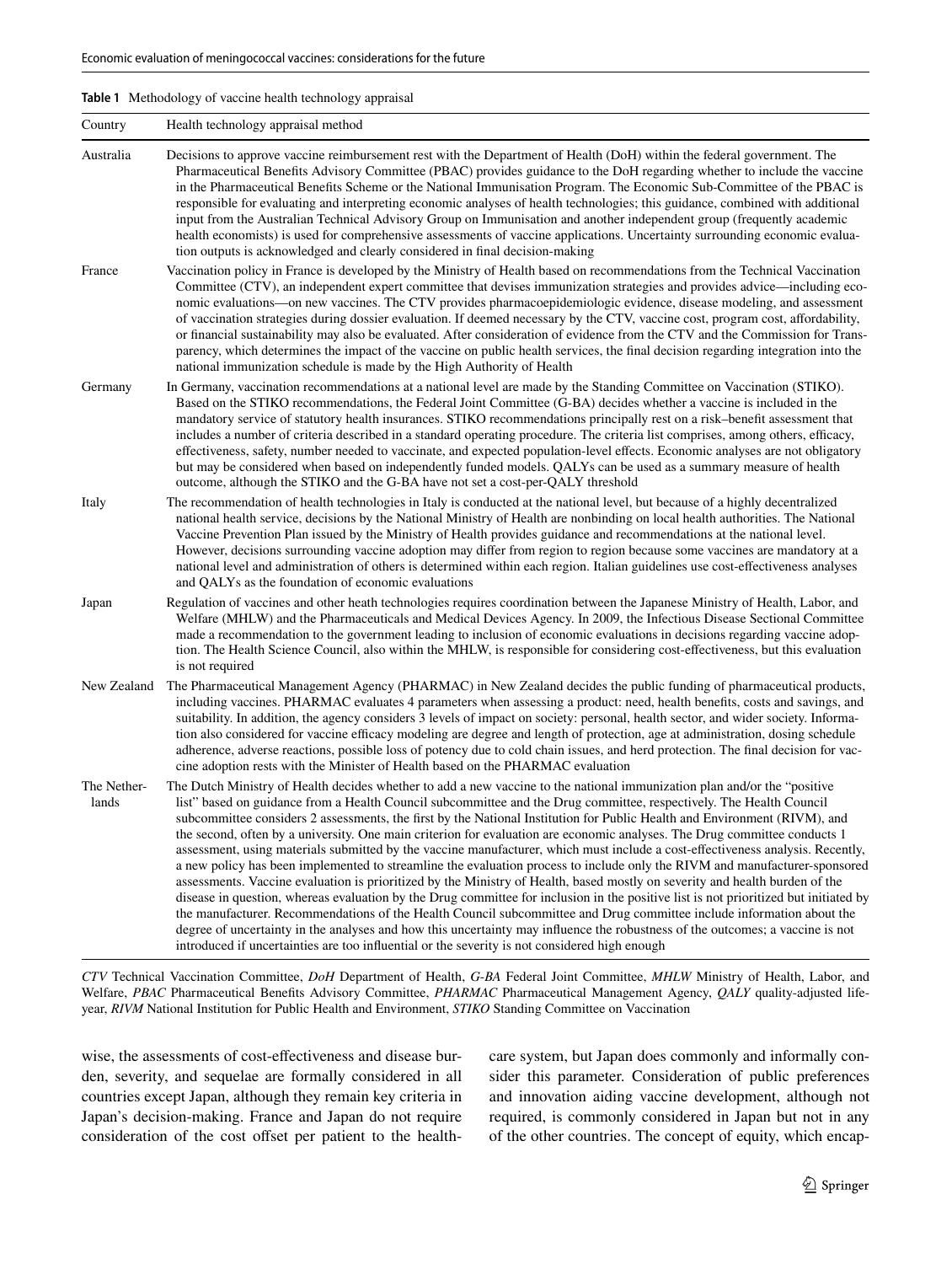**Table 1** Methodology of vaccine health technology appraisal

| Country | Health technology appraisal method |
|---|---|
| Australia | Decisions to approve vaccine reimbursement rest with the Department of Health (DoH) within the federal government. The Pharmaceutical Benefits Advisory Committee (PBAC) provides guidance to the DoH regarding whether to include the vaccine in the Pharmaceutical Benefits Scheme or the National Immunisation Program. The Economic Sub-Committee of the PBAC is responsible for evaluating and interpreting economic analyses of health technologies; this guidance, combined with additional input from the Australian Technical Advisory Group on Immunisation and another independent group (frequently academic health economists) is used for comprehensive assessments of vaccine applications. Uncertainty surrounding economic evaluation outputs is acknowledged and clearly considered in final decision-making |
| France | Vaccination policy in France is developed by the Ministry of Health based on recommendations from the Technical Vaccination Committee (CTV), an independent expert committee that devises immunization strategies and provides advice—including economic evaluations—on new vaccines. The CTV provides pharmacoepidemiologic evidence, disease modeling, and assessment of vaccination strategies during dossier evaluation. If deemed necessary by the CTV, vaccine cost, program cost, affordability, or financial sustainability may also be evaluated. After consideration of evidence from the CTV and the Commission for Transparency, which determines the impact of the vaccine on public health services, the final decision regarding integration into the national immunization schedule is made by the High Authority of Health |
| Germany | In Germany, vaccination recommendations at a national level are made by the Standing Committee on Vaccination (STIKO). Based on the STIKO recommendations, the Federal Joint Committee (G-BA) decides whether a vaccine is included in the mandatory service of statutory health insurances. STIKO recommendations principally rest on a risk–benefit assessment that includes a number of criteria described in a standard operating procedure. The criteria list comprises, among others, efficacy, effectiveness, safety, number needed to vaccinate, and expected population-level effects. Economic analyses are not obligatory but may be considered when based on independently funded models. QALYs can be used as a summary measure of health outcome, although the STIKO and the G-BA have not set a cost-per-QALY threshold |
| Italy | The recommendation of health technologies in Italy is conducted at the national level, but because of a highly decentralized national health service, decisions by the National Ministry of Health are nonbinding on local health authorities. The National Vaccine Prevention Plan issued by the Ministry of Health provides guidance and recommendations at the national level. However, decisions surrounding vaccine adoption may differ from region to region because some vaccines are mandatory at a national level and administration of others is determined within each region. Italian guidelines use cost-effectiveness analyses and QALYs as the foundation of economic evaluations |
| Japan | Regulation of vaccines and other heath technologies requires coordination between the Japanese Ministry of Health, Labor, and Welfare (MHLW) and the Pharmaceuticals and Medical Devices Agency. In 2009, the Infectious Disease Sectional Committee made a recommendation to the government leading to inclusion of economic evaluations in decisions regarding vaccine adoption. The Health Science Council, also within the MHLW, is responsible for considering cost-effectiveness, but this evaluation is not required |
| New Zealand | The Pharmaceutical Management Agency (PHARMAC) in New Zealand decides the public funding of pharmaceutical products, including vaccines. PHARMAC evaluates 4 parameters when assessing a product: need, health benefits, costs and savings, and suitability. In addition, the agency considers 3 levels of impact on society: personal, health sector, and wider society. Information also considered for vaccine efficacy modeling are degree and length of protection, age at administration, dosing schedule adherence, adverse reactions, possible loss of potency due to cold chain issues, and herd protection. The final decision for vaccine adoption rests with the Minister of Health based on the PHARMAC evaluation |
| The Netherlands | The Dutch Ministry of Health decides whether to add a new vaccine to the national immunization plan and/or the "positive list" based on guidance from a Health Council subcommittee and the Drug committee, respectively. The Health Council subcommittee considers 2 assessments, the first by the National Institution for Public Health and Environment (RIVM), and the second, often by a university. One main criterion for evaluation are economic analyses. The Drug committee conducts 1 assessment, using materials submitted by the vaccine manufacturer, which must include a cost-effectiveness analysis. Recently, a new policy has been implemented to streamline the evaluation process to include only the RIVM and manufacturer-sponsored assessments. Vaccine evaluation is prioritized by the Ministry of Health, based mostly on severity and health burden of the disease in question, whereas evaluation by the Drug committee for inclusion in the positive list is not prioritized but initiated by the manufacturer. Recommendations of the Health Council subcommittee and Drug committee include information about the degree of uncertainty in the analyses and how this uncertainty may influence the robustness of the outcomes; a vaccine is not introduced if uncertainties are too influential or the severity is not considered high enough |

*CTV* Technical Vaccination Committee, *DoH* Department of Health, *G-BA* Federal Joint Committee, *MHLW* Ministry of Health, Labor, and Welfare, *PBAC* Pharmaceutical Benefits Advisory Committee, *PHARMAC* Pharmaceutical Management Agency, *QALY* quality-adjusted life-year, *RIVM* National Institution for Public Health and Environment, *STIKO* Standing Committee on Vaccination

wise, the assessments of cost-effectiveness and disease burden, severity, and sequelae are formally considered in all countries except Japan, although they remain key criteria in Japan's decision-making. France and Japan do not require consideration of the cost offset per patient to the healthcare system, but Japan does commonly and informally consider this parameter. Consideration of public preferences and innovation aiding vaccine development, although not required, is commonly considered in Japan but not in any of the other countries. The concept of equity, which encap-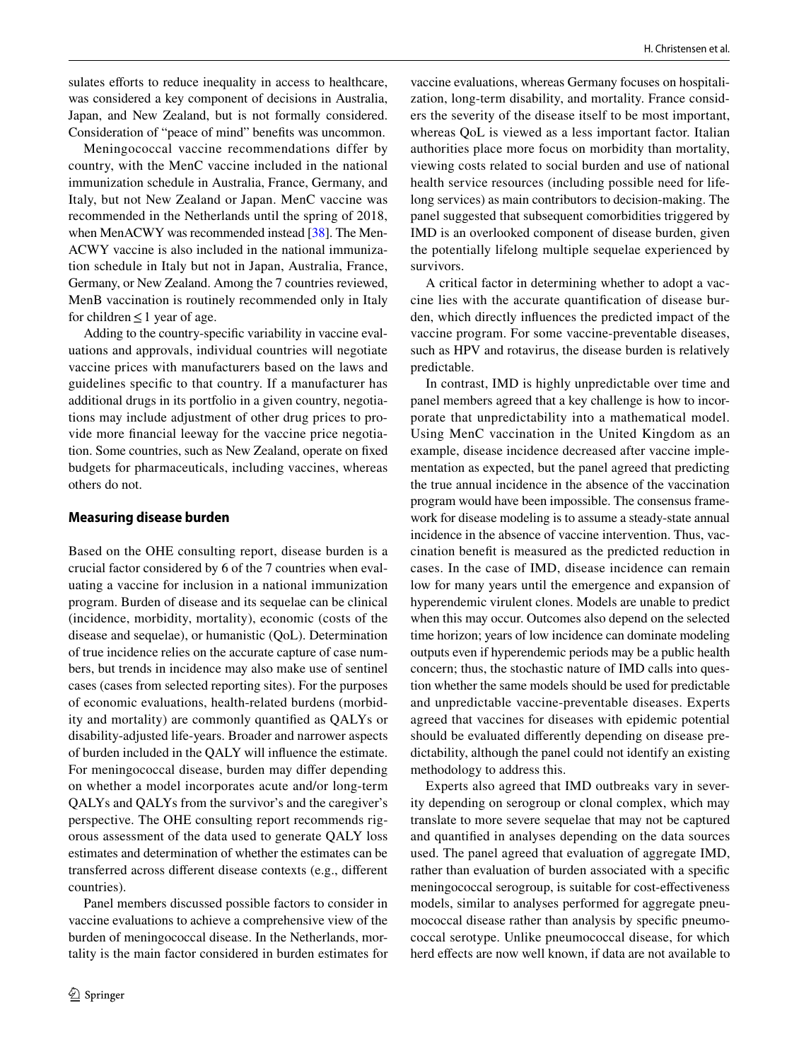sulates efforts to reduce inequality in access to healthcare, was considered a key component of decisions in Australia, Japan, and New Zealand, but is not formally considered. Consideration of "peace of mind" benefits was uncommon.

Meningococcal vaccine recommendations differ by country, with the MenC vaccine included in the national immunization schedule in Australia, France, Germany, and Italy, but not New Zealand or Japan. MenC vaccine was recommended in the Netherlands until the spring of 2018, when MenACWY was recommended instead [38]. The MenACWY vaccine is also included in the national immunization schedule in Italy but not in Japan, Australia, France, Germany, or New Zealand. Among the 7 countries reviewed, MenB vaccination is routinely recommended only in Italy for children ≤ 1 year of age.

Adding to the country-specific variability in vaccine evaluations and approvals, individual countries will negotiate vaccine prices with manufacturers based on the laws and guidelines specific to that country. If a manufacturer has additional drugs in its portfolio in a given country, negotiations may include adjustment of other drug prices to provide more financial leeway for the vaccine price negotiation. Some countries, such as New Zealand, operate on fixed budgets for pharmaceuticals, including vaccines, whereas others do not.

### Measuring disease burden

Based on the OHE consulting report, disease burden is a crucial factor considered by 6 of the 7 countries when evaluating a vaccine for inclusion in a national immunization program. Burden of disease and its sequelae can be clinical (incidence, morbidity, mortality), economic (costs of the disease and sequelae), or humanistic (QoL). Determination of true incidence relies on the accurate capture of case numbers, but trends in incidence may also make use of sentinel cases (cases from selected reporting sites). For the purposes of economic evaluations, health-related burdens (morbidity and mortality) are commonly quantified as QALYs or disability-adjusted life-years. Broader and narrower aspects of burden included in the QALY will influence the estimate. For meningococcal disease, burden may differ depending on whether a model incorporates acute and/or long-term QALYs and QALYs from the survivor's and the caregiver's perspective. The OHE consulting report recommends rigorous assessment of the data used to generate QALY loss estimates and determination of whether the estimates can be transferred across different disease contexts (e.g., different countries).

Panel members discussed possible factors to consider in vaccine evaluations to achieve a comprehensive view of the burden of meningococcal disease. In the Netherlands, mortality is the main factor considered in burden estimates for vaccine evaluations, whereas Germany focuses on hospitalization, long-term disability, and mortality. France considers the severity of the disease itself to be most important, whereas QoL is viewed as a less important factor. Italian authorities place more focus on morbidity than mortality, viewing costs related to social burden and use of national health service resources (including possible need for lifelong services) as main contributors to decision-making. The panel suggested that subsequent comorbidities triggered by IMD is an overlooked component of disease burden, given the potentially lifelong multiple sequelae experienced by survivors.

A critical factor in determining whether to adopt a vaccine lies with the accurate quantification of disease burden, which directly influences the predicted impact of the vaccine program. For some vaccine-preventable diseases, such as HPV and rotavirus, the disease burden is relatively predictable.

In contrast, IMD is highly unpredictable over time and panel members agreed that a key challenge is how to incorporate that unpredictability into a mathematical model. Using MenC vaccination in the United Kingdom as an example, disease incidence decreased after vaccine implementation as expected, but the panel agreed that predicting the true annual incidence in the absence of the vaccination program would have been impossible. The consensus framework for disease modeling is to assume a steady-state annual incidence in the absence of vaccine intervention. Thus, vaccination benefit is measured as the predicted reduction in cases. In the case of IMD, disease incidence can remain low for many years until the emergence and expansion of hyperendemic virulent clones. Models are unable to predict when this may occur. Outcomes also depend on the selected time horizon; years of low incidence can dominate modeling outputs even if hyperendemic periods may be a public health concern; thus, the stochastic nature of IMD calls into question whether the same models should be used for predictable and unpredictable vaccine-preventable diseases. Experts agreed that vaccines for diseases with epidemic potential should be evaluated differently depending on disease predictability, although the panel could not identify an existing methodology to address this.

Experts also agreed that IMD outbreaks vary in severity depending on serogroup or clonal complex, which may translate to more severe sequelae that may not be captured and quantified in analyses depending on the data sources used. The panel agreed that evaluation of aggregate IMD, rather than evaluation of burden associated with a specific meningococcal serogroup, is suitable for cost-effectiveness models, similar to analyses performed for aggregate pneumococcal disease rather than analysis by specific pneumococcal serotype. Unlike pneumococcal disease, for which herd effects are now well known, if data are not available to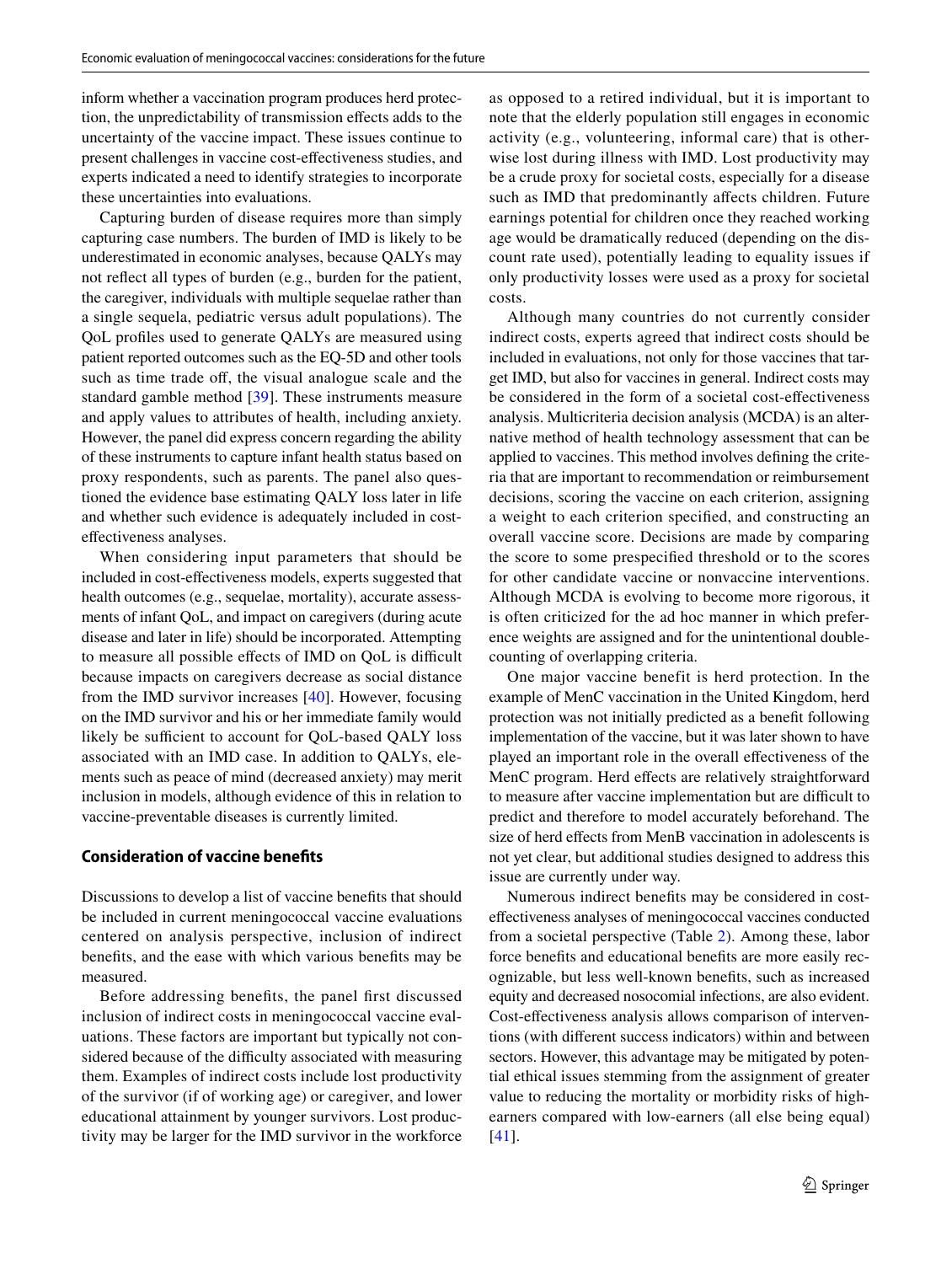inform whether a vaccination program produces herd protection, the unpredictability of transmission effects adds to the uncertainty of the vaccine impact. These issues continue to present challenges in vaccine cost-effectiveness studies, and experts indicated a need to identify strategies to incorporate these uncertainties into evaluations.

Capturing burden of disease requires more than simply capturing case numbers. The burden of IMD is likely to be underestimated in economic analyses, because QALYs may not reflect all types of burden (e.g., burden for the patient, the caregiver, individuals with multiple sequelae rather than a single sequela, pediatric versus adult populations). The QoL profiles used to generate QALYs are measured using patient reported outcomes such as the EQ-5D and other tools such as time trade off, the visual analogue scale and the standard gamble method [39]. These instruments measure and apply values to attributes of health, including anxiety. However, the panel did express concern regarding the ability of these instruments to capture infant health status based on proxy respondents, such as parents. The panel also questioned the evidence base estimating QALY loss later in life and whether such evidence is adequately included in cost-effectiveness analyses.

When considering input parameters that should be included in cost-effectiveness models, experts suggested that health outcomes (e.g., sequelae, mortality), accurate assessments of infant QoL, and impact on caregivers (during acute disease and later in life) should be incorporated. Attempting to measure all possible effects of IMD on QoL is difficult because impacts on caregivers decrease as social distance from the IMD survivor increases [40]. However, focusing on the IMD survivor and his or her immediate family would likely be sufficient to account for QoL-based QALY loss associated with an IMD case. In addition to QALYs, elements such as peace of mind (decreased anxiety) may merit inclusion in models, although evidence of this in relation to vaccine-preventable diseases is currently limited.

### Consideration of vaccine benefits

Discussions to develop a list of vaccine benefits that should be included in current meningococcal vaccine evaluations centered on analysis perspective, inclusion of indirect benefits, and the ease with which various benefits may be measured.

Before addressing benefits, the panel first discussed inclusion of indirect costs in meningococcal vaccine evaluations. These factors are important but typically not considered because of the difficulty associated with measuring them. Examples of indirect costs include lost productivity of the survivor (if of working age) or caregiver, and lower educational attainment by younger survivors. Lost productivity may be larger for the IMD survivor in the workforce as opposed to a retired individual, but it is important to note that the elderly population still engages in economic activity (e.g., volunteering, informal care) that is otherwise lost during illness with IMD. Lost productivity may be a crude proxy for societal costs, especially for a disease such as IMD that predominantly affects children. Future earnings potential for children once they reached working age would be dramatically reduced (depending on the discount rate used), potentially leading to equality issues if only productivity losses were used as a proxy for societal costs.

Although many countries do not currently consider indirect costs, experts agreed that indirect costs should be included in evaluations, not only for those vaccines that target IMD, but also for vaccines in general. Indirect costs may be considered in the form of a societal cost-effectiveness analysis. Multicriteria decision analysis (MCDA) is an alternative method of health technology assessment that can be applied to vaccines. This method involves defining the criteria that are important to recommendation or reimbursement decisions, scoring the vaccine on each criterion, assigning a weight to each criterion specified, and constructing an overall vaccine score. Decisions are made by comparing the score to some prespecified threshold or to the scores for other candidate vaccine or nonvaccine interventions. Although MCDA is evolving to become more rigorous, it is often criticized for the ad hoc manner in which preference weights are assigned and for the unintentional double-counting of overlapping criteria.

One major vaccine benefit is herd protection. In the example of MenC vaccination in the United Kingdom, herd protection was not initially predicted as a benefit following implementation of the vaccine, but it was later shown to have played an important role in the overall effectiveness of the MenC program. Herd effects are relatively straightforward to measure after vaccine implementation but are difficult to predict and therefore to model accurately beforehand. The size of herd effects from MenB vaccination in adolescents is not yet clear, but additional studies designed to address this issue are currently under way.

Numerous indirect benefits may be considered in cost-effectiveness analyses of meningococcal vaccines conducted from a societal perspective (Table 2). Among these, labor force benefits and educational benefits are more easily recognizable, but less well-known benefits, such as increased equity and decreased nosocomial infections, are also evident. Cost-effectiveness analysis allows comparison of interventions (with different success indicators) within and between sectors. However, this advantage may be mitigated by potential ethical issues stemming from the assignment of greater value to reducing the mortality or morbidity risks of high-earners compared with low-earners (all else being equal) [41].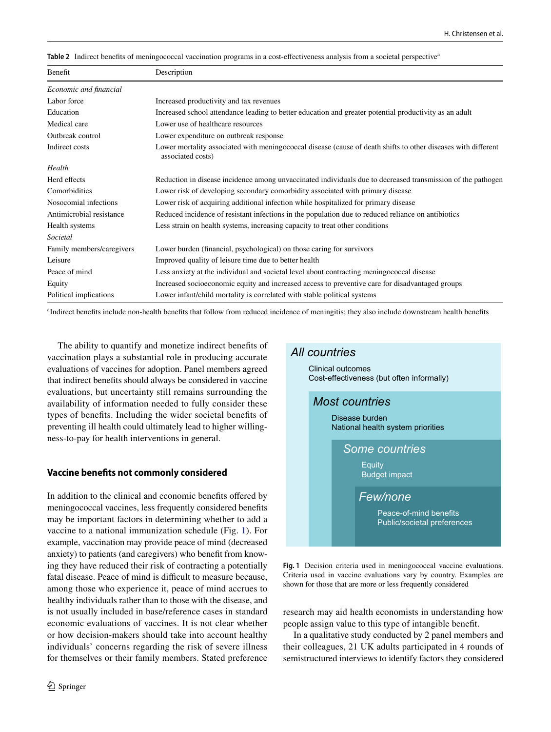**Table 2** Indirect benefits of meningococcal vaccination programs in a cost-effectiveness analysis from a societal perspective[a]

| Benefit | Description |
|---|---|
| *Economic and financial* | |
| Labor force | Increased productivity and tax revenues |
| Education | Increased school attendance leading to better education and greater potential productivity as an adult |
| Medical care | Lower use of healthcare resources |
| Outbreak control | Lower expenditure on outbreak response |
| Indirect costs | Lower mortality associated with meningococcal disease (cause of death shifts to other diseases with different associated costs) |
| *Health* | |
| Herd effects | Reduction in disease incidence among unvaccinated individuals due to decreased transmission of the pathogen |
| Comorbidities | Lower risk of developing secondary comorbidity associated with primary disease |
| Nosocomial infections | Lower risk of acquiring additional infection while hospitalized for primary disease |
| Antimicrobial resistance | Reduced incidence of resistant infections in the population due to reduced reliance on antibiotics |
| Health systems | Less strain on health systems, increasing capacity to treat other conditions |
| *Societal* | |
| Family members/caregivers | Lower burden (financial, psychological) on those caring for survivors |
| Leisure | Improved quality of leisure time due to better health |
| Peace of mind | Less anxiety at the individual and societal level about contracting meningococcal disease |
| Equity | Increased socioeconomic equity and increased access to preventive care for disadvantaged groups |
| Political implications | Lower infant/child mortality is correlated with stable political systems |

[a]Indirect benefits include non-health benefits that follow from reduced incidence of meningitis; they also include downstream health benefits

The ability to quantify and monetize indirect benefits of vaccination plays a substantial role in producing accurate evaluations of vaccines for adoption. Panel members agreed that indirect benefits should always be considered in vaccine evaluations, but uncertainty still remains surrounding the availability of information needed to fully consider these types of benefits. Including the wider societal benefits of preventing ill health could ultimately lead to higher willingness-to-pay for health interventions in general.

## Vaccine benefits not commonly considered

In addition to the clinical and economic benefits offered by meningococcal vaccines, less frequently considered benefits may be important factors in determining whether to add a vaccine to a national immunization schedule (Fig. 1). For example, vaccination may provide peace of mind (decreased anxiety) to patients (and caregivers) who benefit from knowing they have reduced their risk of contracting a potentially fatal disease. Peace of mind is difficult to measure because, among those who experience it, peace of mind accrues to healthy individuals rather than to those with the disease, and is not usually included in base/reference cases in standard economic evaluations of vaccines. It is not clear whether or how decision-makers should take into account healthy individuals' concerns regarding the risk of severe illness for themselves or their family members. Stated preference research may aid health economists in understanding how people assign value to this type of intangible benefit.

*All countries*

Clinical outcomes
Cost-effectiveness (but often informally)

*Most countries*

Disease burden
National health system priorities

*Some countries*

Equity
Budget impact

*Few/none*

Peace-of-mind benefits
Public/societal preferences

**Fig. 1** Decision criteria used in meningococcal vaccine evaluations. Criteria used in vaccine evaluations vary by country. Examples are shown for those that are more or less frequently considered

In a qualitative study conducted by 2 panel members and their colleagues, 21 UK adults participated in 4 rounds of semistructured interviews to identify factors they considered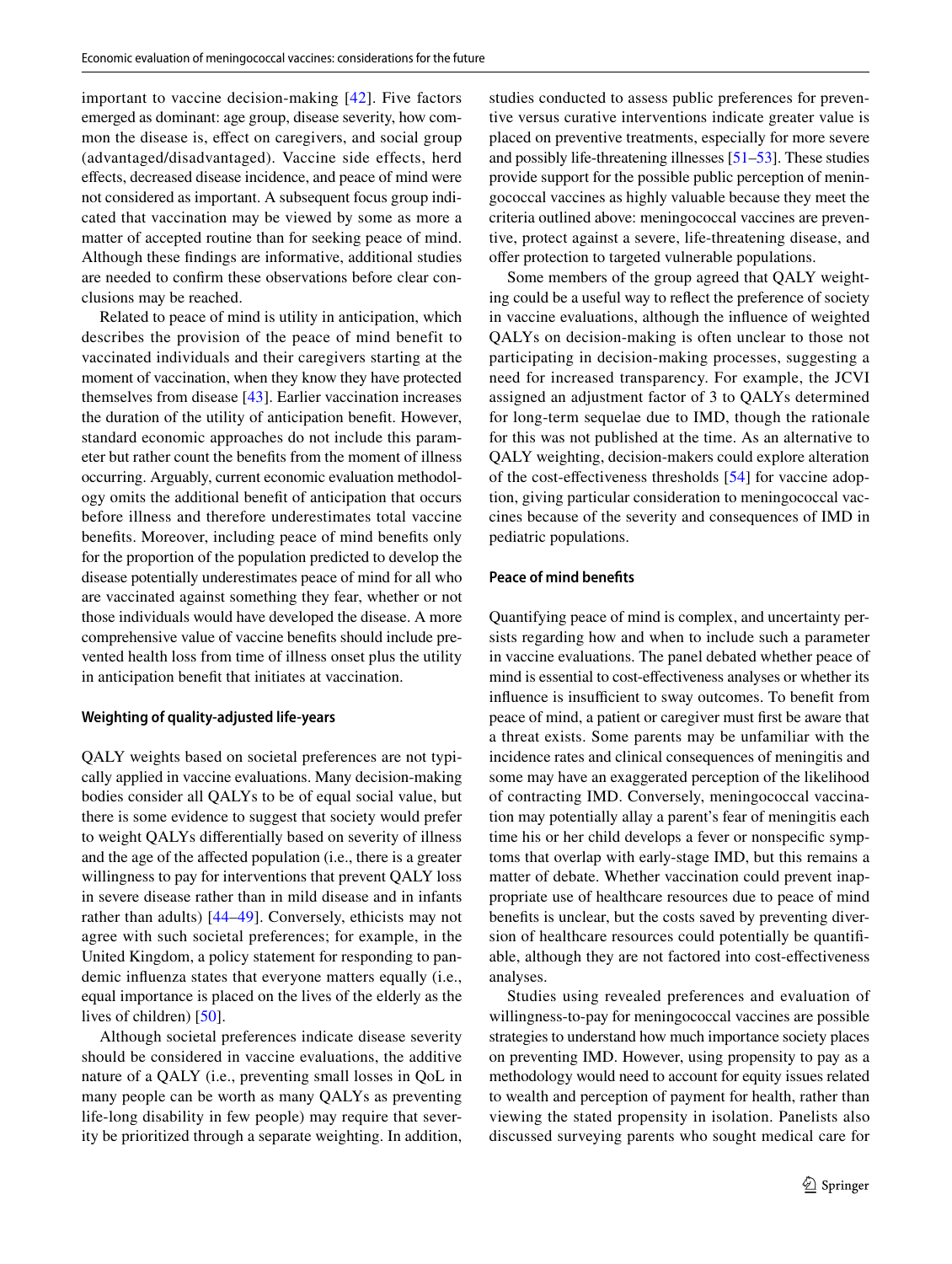important to vaccine decision-making [42]. Five factors emerged as dominant: age group, disease severity, how common the disease is, effect on caregivers, and social group (advantaged/disadvantaged). Vaccine side effects, herd effects, decreased disease incidence, and peace of mind were not considered as important. A subsequent focus group indicated that vaccination may be viewed by some as more a matter of accepted routine than for seeking peace of mind. Although these findings are informative, additional studies are needed to confirm these observations before clear conclusions may be reached.

Related to peace of mind is utility in anticipation, which describes the provision of the peace of mind benefit to vaccinated individuals and their caregivers starting at the moment of vaccination, when they know they have protected themselves from disease [43]. Earlier vaccination increases the duration of the utility of anticipation benefit. However, standard economic approaches do not include this parameter but rather count the benefits from the moment of illness occurring. Arguably, current economic evaluation methodology omits the additional benefit of anticipation that occurs before illness and therefore underestimates total vaccine benefits. Moreover, including peace of mind benefits only for the proportion of the population predicted to develop the disease potentially underestimates peace of mind for all who are vaccinated against something they fear, whether or not those individuals would have developed the disease. A more comprehensive value of vaccine benefits should include prevented health loss from time of illness onset plus the utility in anticipation benefit that initiates at vaccination.

#### Weighting of quality-adjusted life-years

QALY weights based on societal preferences are not typically applied in vaccine evaluations. Many decision-making bodies consider all QALYs to be of equal social value, but there is some evidence to suggest that society would prefer to weight QALYs differentially based on severity of illness and the age of the affected population (i.e., there is a greater willingness to pay for interventions that prevent QALY loss in severe disease rather than in mild disease and in infants rather than adults) [44–49]. Conversely, ethicists may not agree with such societal preferences; for example, in the United Kingdom, a policy statement for responding to pandemic influenza states that everyone matters equally (i.e., equal importance is placed on the lives of the elderly as the lives of children) [50].

Although societal preferences indicate disease severity should be considered in vaccine evaluations, the additive nature of a QALY (i.e., preventing small losses in QoL in many people can be worth as many QALYs as preventing life-long disability in few people) may require that severity be prioritized through a separate weighting. In addition, studies conducted to assess public preferences for preventive versus curative interventions indicate greater value is placed on preventive treatments, especially for more severe and possibly life-threatening illnesses [51–53]. These studies provide support for the possible public perception of meningococcal vaccines as highly valuable because they meet the criteria outlined above: meningococcal vaccines are preventive, protect against a severe, life-threatening disease, and offer protection to targeted vulnerable populations.

Some members of the group agreed that QALY weighting could be a useful way to reflect the preference of society in vaccine evaluations, although the influence of weighted QALYs on decision-making is often unclear to those not participating in decision-making processes, suggesting a need for increased transparency. For example, the JCVI assigned an adjustment factor of 3 to QALYs determined for long-term sequelae due to IMD, though the rationale for this was not published at the time. As an alternative to QALY weighting, decision-makers could explore alteration of the cost-effectiveness thresholds [54] for vaccine adoption, giving particular consideration to meningococcal vaccines because of the severity and consequences of IMD in pediatric populations.

#### Peace of mind benefits

Quantifying peace of mind is complex, and uncertainty persists regarding how and when to include such a parameter in vaccine evaluations. The panel debated whether peace of mind is essential to cost-effectiveness analyses or whether its influence is insufficient to sway outcomes. To benefit from peace of mind, a patient or caregiver must first be aware that a threat exists. Some parents may be unfamiliar with the incidence rates and clinical consequences of meningitis and some may have an exaggerated perception of the likelihood of contracting IMD. Conversely, meningococcal vaccination may potentially allay a parent's fear of meningitis each time his or her child develops a fever or nonspecific symptoms that overlap with early-stage IMD, but this remains a matter of debate. Whether vaccination could prevent inappropriate use of healthcare resources due to peace of mind benefits is unclear, but the costs saved by preventing diversion of healthcare resources could potentially be quantifiable, although they are not factored into cost-effectiveness analyses.

Studies using revealed preferences and evaluation of willingness-to-pay for meningococcal vaccines are possible strategies to understand how much importance society places on preventing IMD. However, using propensity to pay as a methodology would need to account for equity issues related to wealth and perception of payment for health, rather than viewing the stated propensity in isolation. Panelists also discussed surveying parents who sought medical care for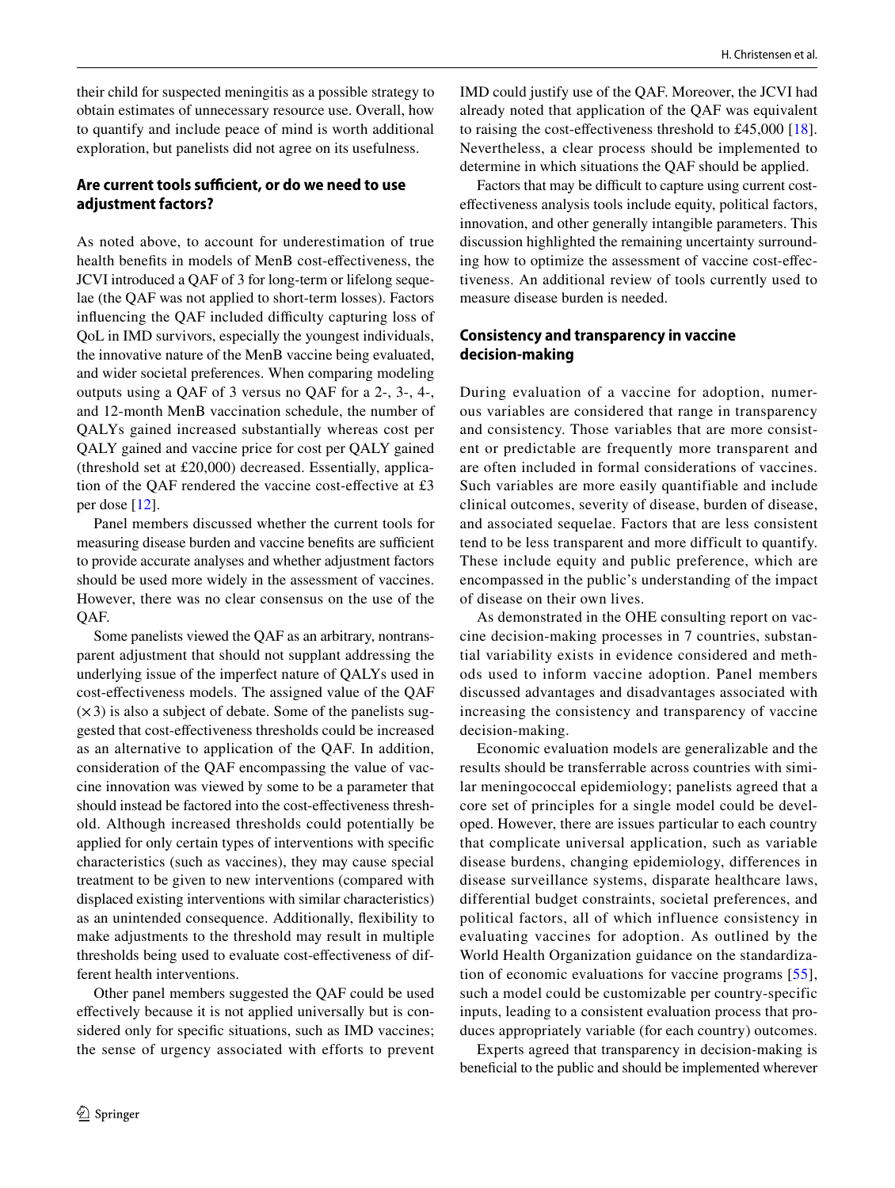their child for suspected meningitis as a possible strategy to obtain estimates of unnecessary resource use. Overall, how to quantify and include peace of mind is worth additional exploration, but panelists did not agree on its usefulness.

### Are current tools sufficient, or do we need to use adjustment factors?

As noted above, to account for underestimation of true health benefits in models of MenB cost-effectiveness, the JCVI introduced a QAF of 3 for long-term or lifelong sequelae (the QAF was not applied to short-term losses). Factors influencing the QAF included difficulty capturing loss of QoL in IMD survivors, especially the youngest individuals, the innovative nature of the MenB vaccine being evaluated, and wider societal preferences. When comparing modeling outputs using a QAF of 3 versus no QAF for a 2-, 3-, 4-, and 12-month MenB vaccination schedule, the number of QALYs gained increased substantially whereas cost per QALY gained and vaccine price for cost per QALY gained (threshold set at £20,000) decreased. Essentially, application of the QAF rendered the vaccine cost-effective at £3 per dose [12].

Panel members discussed whether the current tools for measuring disease burden and vaccine benefits are sufficient to provide accurate analyses and whether adjustment factors should be used more widely in the assessment of vaccines. However, there was no clear consensus on the use of the QAF.

Some panelists viewed the QAF as an arbitrary, nontransparent adjustment that should not supplant addressing the underlying issue of the imperfect nature of QALYs used in cost-effectiveness models. The assigned value of the QAF (×3) is also a subject of debate. Some of the panelists suggested that cost-effectiveness thresholds could be increased as an alternative to application of the QAF. In addition, consideration of the QAF encompassing the value of vaccine innovation was viewed by some to be a parameter that should instead be factored into the cost-effectiveness threshold. Although increased thresholds could potentially be applied for only certain types of interventions with specific characteristics (such as vaccines), they may cause special treatment to be given to new interventions (compared with displaced existing interventions with similar characteristics) as an unintended consequence. Additionally, flexibility to make adjustments to the threshold may result in multiple thresholds being used to evaluate cost-effectiveness of different health interventions.

Other panel members suggested the QAF could be used effectively because it is not applied universally but is considered only for specific situations, such as IMD vaccines; the sense of urgency associated with efforts to prevent IMD could justify use of the QAF. Moreover, the JCVI had already noted that application of the QAF was equivalent to raising the cost-effectiveness threshold to £45,000 [18]. Nevertheless, a clear process should be implemented to determine in which situations the QAF should be applied.

Factors that may be difficult to capture using current cost-effectiveness analysis tools include equity, political factors, innovation, and other generally intangible parameters. This discussion highlighted the remaining uncertainty surrounding how to optimize the assessment of vaccine cost-effectiveness. An additional review of tools currently used to measure disease burden is needed.

### Consistency and transparency in vaccine decision-making

During evaluation of a vaccine for adoption, numerous variables are considered that range in transparency and consistency. Those variables that are more consistent or predictable are frequently more transparent and are often included in formal considerations of vaccines. Such variables are more easily quantifiable and include clinical outcomes, severity of disease, burden of disease, and associated sequelae. Factors that are less consistent tend to be less transparent and more difficult to quantify. These include equity and public preference, which are encompassed in the public's understanding of the impact of disease on their own lives.

As demonstrated in the OHE consulting report on vaccine decision-making processes in 7 countries, substantial variability exists in evidence considered and methods used to inform vaccine adoption. Panel members discussed advantages and disadvantages associated with increasing the consistency and transparency of vaccine decision-making.

Economic evaluation models are generalizable and the results should be transferrable across countries with similar meningococcal epidemiology; panelists agreed that a core set of principles for a single model could be developed. However, there are issues particular to each country that complicate universal application, such as variable disease burdens, changing epidemiology, differences in disease surveillance systems, disparate healthcare laws, differential budget constraints, societal preferences, and political factors, all of which influence consistency in evaluating vaccines for adoption. As outlined by the World Health Organization guidance on the standardization of economic evaluations for vaccine programs [55], such a model could be customizable per country-specific inputs, leading to a consistent evaluation process that produces appropriately variable (for each country) outcomes.

Experts agreed that transparency in decision-making is beneficial to the public and should be implemented wherever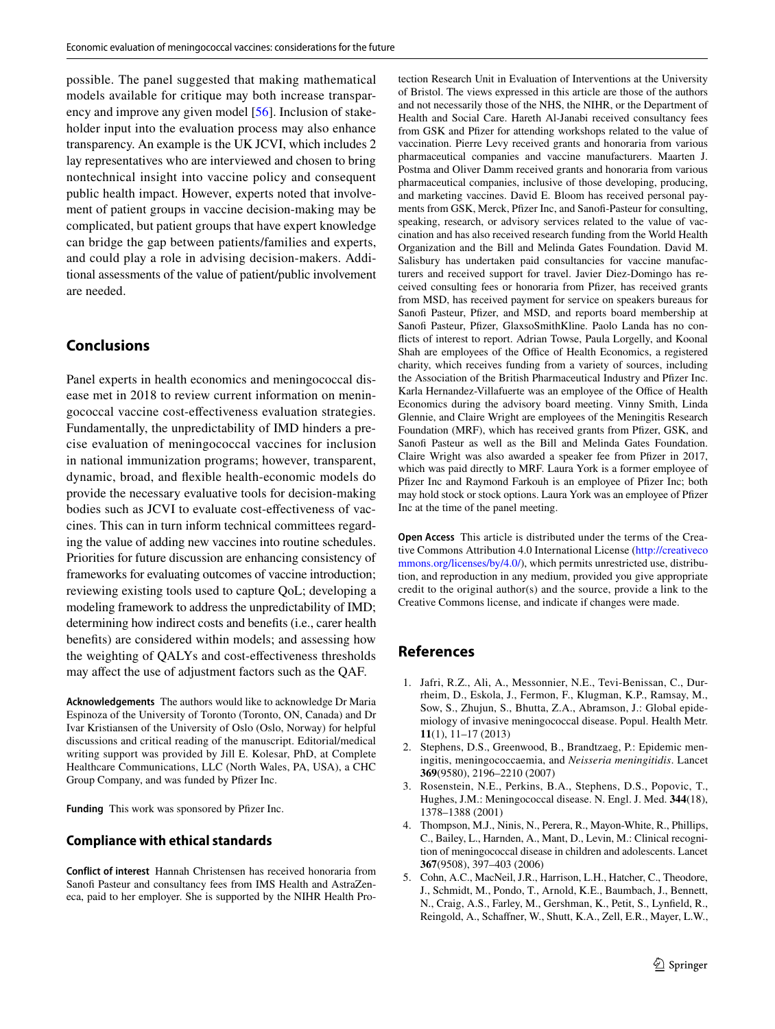possible. The panel suggested that making mathematical models available for critique may both increase transparency and improve any given model [56]. Inclusion of stakeholder input into the evaluation process may also enhance transparency. An example is the UK JCVI, which includes 2 lay representatives who are interviewed and chosen to bring nontechnical insight into vaccine policy and consequent public health impact. However, experts noted that involvement of patient groups in vaccine decision-making may be complicated, but patient groups that have expert knowledge can bridge the gap between patients/families and experts, and could play a role in advising decision-makers. Additional assessments of the value of patient/public involvement are needed.

## Conclusions

Panel experts in health economics and meningococcal disease met in 2018 to review current information on meningococcal vaccine cost-effectiveness evaluation strategies. Fundamentally, the unpredictability of IMD hinders a precise evaluation of meningococcal vaccines for inclusion in national immunization programs; however, transparent, dynamic, broad, and flexible health-economic models do provide the necessary evaluative tools for decision-making bodies such as JCVI to evaluate cost-effectiveness of vaccines. This can in turn inform technical committees regarding the value of adding new vaccines into routine schedules. Priorities for future discussion are enhancing consistency of frameworks for evaluating outcomes of vaccine introduction; reviewing existing tools used to capture QoL; developing a modeling framework to address the unpredictability of IMD; determining how indirect costs and benefits (i.e., carer health benefits) are considered within models; and assessing how the weighting of QALYs and cost-effectiveness thresholds may affect the use of adjustment factors such as the QAF.

**Acknowledgements** The authors would like to acknowledge Dr Maria Espinoza of the University of Toronto (Toronto, ON, Canada) and Dr Ivar Kristiansen of the University of Oslo (Oslo, Norway) for helpful discussions and critical reading of the manuscript. Editorial/medical writing support was provided by Jill E. Kolesar, PhD, at Complete Healthcare Communications, LLC (North Wales, PA, USA), a CHC Group Company, and was funded by Pfizer Inc.

**Funding** This work was sponsored by Pfizer Inc.

### Compliance with ethical standards

**Conflict of interest** Hannah Christensen has received honoraria from Sanofi Pasteur and consultancy fees from IMS Health and AstraZeneca, paid to her employer. She is supported by the NIHR Health Protection Research Unit in Evaluation of Interventions at the University of Bristol. The views expressed in this article are those of the authors and not necessarily those of the NHS, the NIHR, or the Department of Health and Social Care. Hareth Al-Janabi received consultancy fees from GSK and Pfizer for attending workshops related to the value of vaccination. Pierre Levy received grants and honoraria from various pharmaceutical companies and vaccine manufacturers. Maarten J. Postma and Oliver Damm received grants and honoraria from various pharmaceutical companies, inclusive of those developing, producing, and marketing vaccines. David E. Bloom has received personal payments from GSK, Merck, Pfizer Inc, and Sanofi-Pasteur for consulting, speaking, research, or advisory services related to the value of vaccination and has also received research funding from the World Health Organization and the Bill and Melinda Gates Foundation. David M. Salisbury has undertaken paid consultancies for vaccine manufacturers and received support for travel. Javier Diez-Domingo has received consulting fees or honoraria from Pfizer, has received grants from MSD, has received payment for service on speakers bureaus for Sanofi Pasteur, Pfizer, and MSD, and reports board membership at Sanofi Pasteur, Pfizer, GlaxoSmithKline. Paolo Landa has no conflicts of interest to report. Adrian Towse, Paula Lorgelly, and Koonal Shah are employees of the Office of Health Economics, a registered charity, which receives funding from a variety of sources, including the Association of the British Pharmaceutical Industry and Pfizer Inc. Karla Hernandez-Villafuerte was an employee of the Office of Health Economics during the advisory board meeting. Vinny Smith, Linda Glennie, and Claire Wright are employees of the Meningitis Research Foundation (MRF), which has received grants from Pfizer, GSK, and Sanofi Pasteur as well as the Bill and Melinda Gates Foundation. Claire Wright was also awarded a speaker fee from Pfizer in 2017, which was paid directly to MRF. Laura York is a former employee of Pfizer Inc and Raymond Farkouh is an employee of Pfizer Inc; both may hold stock or stock options. Laura York was an employee of Pfizer Inc at the time of the panel meeting.

**Open Access** This article is distributed under the terms of the Creative Commons Attribution 4.0 International License (http://creativecommons.org/licenses/by/4.0/), which permits unrestricted use, distribution, and reproduction in any medium, provided you give appropriate credit to the original author(s) and the source, provide a link to the Creative Commons license, and indicate if changes were made.

## References

1. Jafri, R.Z., Ali, A., Messonnier, N.E., Tevi-Benissan, C., Durrheim, D., Eskola, J., Fermon, F., Klugman, K.P., Ramsay, M., Sow, S., Zhujun, S., Bhutta, Z.A., Abramson, J.: Global epidemiology of invasive meningococcal disease. Popul. Health Metr. **11**(1), 11–17 (2013)
2. Stephens, D.S., Greenwood, B., Brandtzaeg, P.: Epidemic meningitis, meningococcaemia, and *Neisseria meningitidis*. Lancet **369**(9580), 2196–2210 (2007)
3. Rosenstein, N.E., Perkins, B.A., Stephens, D.S., Popovic, T., Hughes, J.M.: Meningococcal disease. N. Engl. J. Med. **344**(18), 1378–1388 (2001)
4. Thompson, M.J., Ninis, N., Perera, R., Mayon-White, R., Phillips, C., Bailey, L., Harnden, A., Mant, D., Levin, M.: Clinical recognition of meningococcal disease in children and adolescents. Lancet **367**(9508), 397–403 (2006)
5. Cohn, A.C., MacNeil, J.R., Harrison, L.H., Hatcher, C., Theodore, J., Schmidt, M., Pondo, T., Arnold, K.E., Baumbach, J., Bennett, N., Craig, A.S., Farley, M., Gershman, K., Petit, S., Lynfield, R., Reingold, A., Schaffner, W., Shutt, K.A., Zell, E.R., Mayer, L.W.,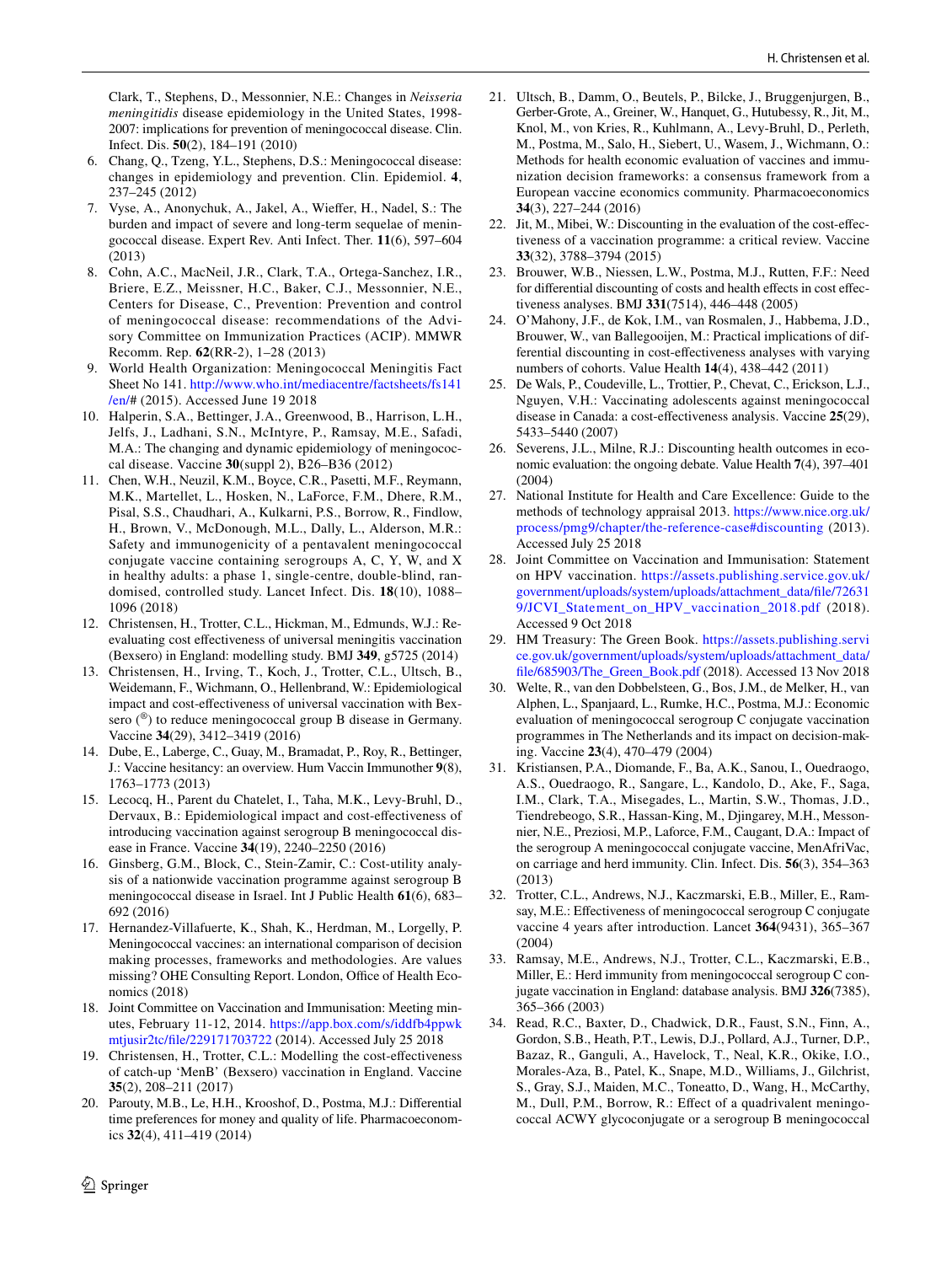Clark, T., Stephens, D., Messonnier, N.E.: Changes in *Neisseria meningitidis* disease epidemiology in the United States, 1998-2007: implications for prevention of meningococcal disease. Clin. Infect. Dis. **50**(2), 184–191 (2010)

6. Chang, Q., Tzeng, Y.L., Stephens, D.S.: Meningococcal disease: changes in epidemiology and prevention. Clin. Epidemiol. **4**, 237–245 (2012)
7. Vyse, A., Anonychuk, A., Jakel, A., Wieffer, H., Nadel, S.: The burden and impact of severe and long-term sequelae of meningococcal disease. Expert Rev. Anti Infect. Ther. **11**(6), 597–604 (2013)
8. Cohn, A.C., MacNeil, J.R., Clark, T.A., Ortega-Sanchez, I.R., Briere, E.Z., Meissner, H.C., Baker, C.J., Messonnier, N.E., Centers for Disease, C., Prevention: Prevention and control of meningococcal disease: recommendations of the Advisory Committee on Immunization Practices (ACIP). MMWR Recomm. Rep. **62**(RR-2), 1–28 (2013)
9. World Health Organization: Meningococcal Meningitis Fact Sheet No 141. http://www.who.int/mediacentre/factsheets/fs141/en/# (2015). Accessed June 19 2018
10. Halperin, S.A., Bettinger, J.A., Greenwood, B., Harrison, L.H., Jelfs, J., Ladhani, S.N., McIntyre, P., Ramsay, M.E., Safadi, M.A.: The changing and dynamic epidemiology of meningococcal disease. Vaccine **30**(suppl 2), B26–B36 (2012)
11. Chen, W.H., Neuzil, K.M., Boyce, C.R., Pasetti, M.F., Reymann, M.K., Martellet, L., Hosken, N., LaForce, F.M., Dhere, R.M., Pisal, S.S., Chaudhari, A., Kulkarni, P.S., Borrow, R., Findlow, H., Brown, V., McDonough, M.L., Dally, L., Alderson, M.R.: Safety and immunogenicity of a pentavalent meningococcal conjugate vaccine containing serogroups A, C, Y, W, and X in healthy adults: a phase 1, single-centre, double-blind, randomised, controlled study. Lancet Infect. Dis. **18**(10), 1088–1096 (2018)
12. Christensen, H., Trotter, C.L., Hickman, M., Edmunds, W.J.: Re-evaluating cost effectiveness of universal meningitis vaccination (Bexsero) in England: modelling study. BMJ **349**, g5725 (2014)
13. Christensen, H., Irving, T., Koch, J., Trotter, C.L., Ultsch, B., Weidemann, F., Wichmann, O., Hellenbrand, W.: Epidemiological impact and cost-effectiveness of universal vaccination with Bexsero (®) to reduce meningococcal group B disease in Germany. Vaccine **34**(29), 3412–3419 (2016)
14. Dube, E., Laberge, C., Guay, M., Bramadat, P., Roy, R., Bettinger, J.: Vaccine hesitancy: an overview. Hum Vaccin Immunother **9**(8), 1763–1773 (2013)
15. Lecocq, H., Parent du Chatelet, I., Taha, M.K., Levy-Bruhl, D., Dervaux, B.: Epidemiological impact and cost-effectiveness of introducing vaccination against serogroup B meningococcal disease in France. Vaccine **34**(19), 2240–2250 (2016)
16. Ginsberg, G.M., Block, C., Stein-Zamir, C.: Cost-utility analysis of a nationwide vaccination programme against serogroup B meningococcal disease in Israel. Int J Public Health **61**(6), 683–692 (2016)
17. Hernandez-Villafuerte, K., Shah, K., Herdman, M., Lorgelly, P. Meningococcal vaccines: an international comparison of decision making processes, frameworks and methodologies. Are values missing? OHE Consulting Report. London, Office of Health Economics (2018)
18. Joint Committee on Vaccination and Immunisation: Meeting minutes, February 11-12, 2014. https://app.box.com/s/iddfb4ppwkmtjusir2tc/file/229171703722 (2014). Accessed July 25 2018
19. Christensen, H., Trotter, C.L.: Modelling the cost-effectiveness of catch-up 'MenB' (Bexsero) vaccination in England. Vaccine **35**(2), 208–211 (2017)
20. Parouty, M.B., Le, H.H., Krooshof, D., Postma, M.J.: Differential time preferences for money and quality of life. Pharmacoeconomics **32**(4), 411–419 (2014)
21. Ultsch, B., Damm, O., Beutels, P., Bilcke, J., Bruggenjurgen, B., Gerber-Grote, A., Greiner, W., Hanquet, G., Hutubessy, R., Jit, M., Knol, M., von Kries, R., Kuhlmann, A., Levy-Bruhl, D., Perleth, M., Postma, M., Salo, H., Siebert, U., Wasem, J., Wichmann, O.: Methods for health economic evaluation of vaccines and immunization decision frameworks: a consensus framework from a European vaccine economics community. Pharmacoeconomics **34**(3), 227–244 (2016)
22. Jit, M., Mibei, W.: Discounting in the evaluation of the cost-effectiveness of a vaccination programme: a critical review. Vaccine **33**(32), 3788–3794 (2015)
23. Brouwer, W.B., Niessen, L.W., Postma, M.J., Rutten, F.F.: Need for differential discounting of costs and health effects in cost effectiveness analyses. BMJ **331**(7514), 446–448 (2005)
24. O'Mahony, J.F., de Kok, I.M., van Rosmalen, J., Habbema, J.D., Brouwer, W., van Ballegooijen, M.: Practical implications of differential discounting in cost-effectiveness analyses with varying numbers of cohorts. Value Health **14**(4), 438–442 (2011)
25. De Wals, P., Coudeville, L., Trottier, P., Chevat, C., Erickson, L.J., Nguyen, V.H.: Vaccinating adolescents against meningococcal disease in Canada: a cost-effectiveness analysis. Vaccine **25**(29), 5433–5440 (2007)
26. Severens, J.L., Milne, R.J.: Discounting health outcomes in economic evaluation: the ongoing debate. Value Health **7**(4), 397–401 (2004)
27. National Institute for Health and Care Excellence: Guide to the methods of technology appraisal 2013. https://www.nice.org.uk/process/pmg9/chapter/the-reference-case#discounting (2013). Accessed July 25 2018
28. Joint Committee on Vaccination and Immunisation: Statement on HPV vaccination. https://assets.publishing.service.gov.uk/government/uploads/system/uploads/attachment_data/file/726319/JCVI_Statement_on_HPV_vaccination_2018.pdf (2018). Accessed 9 Oct 2018
29. HM Treasury: The Green Book. https://assets.publishing.service.gov.uk/government/uploads/system/uploads/attachment_data/file/685903/The_Green_Book.pdf (2018). Accessed 13 Nov 2018
30. Welte, R., van den Dobbelsteen, G., Bos, J.M., de Melker, H., van Alphen, L., Spanjaard, L., Rumke, H.C., Postma, M.J.: Economic evaluation of meningococcal serogroup C conjugate vaccination programmes in The Netherlands and its impact on decision-making. Vaccine **23**(4), 470–479 (2004)
31. Kristiansen, P.A., Diomande, F., Ba, A.K., Sanou, I., Ouedraogo, A.S., Ouedraogo, R., Sangare, L., Kandolo, D., Ake, F., Saga, I.M., Clark, T.A., Misegades, L., Martin, S.W., Thomas, J.D., Tiendrebeogo, S.R., Hassan-King, M., Djingarey, M.H., Messonnier, N.E., Preziosi, M.P., Laforce, F.M., Caugant, D.A.: Impact of the serogroup A meningococcal conjugate vaccine, MenAfriVac, on carriage and herd immunity. Clin. Infect. Dis. **56**(3), 354–363 (2013)
32. Trotter, C.L., Andrews, N.J., Kaczmarski, E.B., Miller, E., Ramsay, M.E.: Effectiveness of meningococcal serogroup C conjugate vaccine 4 years after introduction. Lancet **364**(9431), 365–367 (2004)
33. Ramsay, M.E., Andrews, N.J., Trotter, C.L., Kaczmarski, E.B., Miller, E.: Herd immunity from meningococcal serogroup C conjugate vaccination in England: database analysis. BMJ **326**(7385), 365–366 (2003)
34. Read, R.C., Baxter, D., Chadwick, D.R., Faust, S.N., Finn, A., Gordon, S.B., Heath, P.T., Lewis, D.J., Pollard, A.J., Turner, D.P., Bazaz, R., Ganguli, A., Havelock, T., Neal, K.R., Okike, I.O., Morales-Aza, B., Patel, K., Snape, M.D., Williams, J., Gilchrist, S., Gray, S.J., Maiden, M.C., Toneatto, D., Wang, H., McCarthy, M., Dull, P.M., Borrow, R.: Effect of a quadrivalent meningococcal ACWY glycoconjugate or a serogroup B meningococcal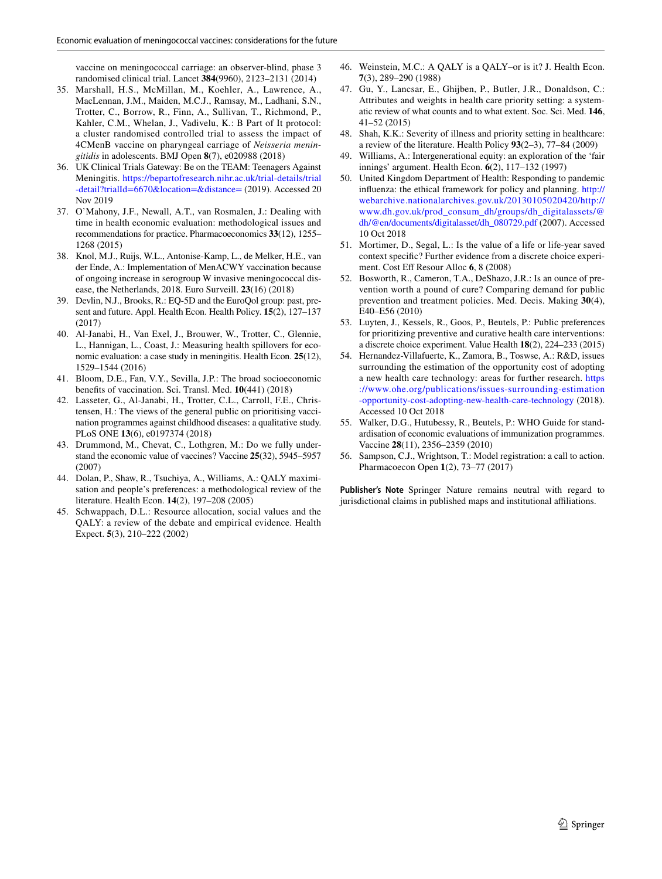vaccine on meningococcal carriage: an observer-blind, phase 3 randomised clinical trial. Lancet **384**(9960), 2123–2131 (2014)

35. Marshall, H.S., McMillan, M., Koehler, A., Lawrence, A., MacLennan, J.M., Maiden, M.C.J., Ramsay, M., Ladhani, S.N., Trotter, C., Borrow, R., Finn, A., Sullivan, T., Richmond, P., Kahler, C.M., Whelan, J., Vadivelu, K.: B Part of It protocol: a cluster randomised controlled trial to assess the impact of 4CMenB vaccine on pharyngeal carriage of *Neisseria meningitidis* in adolescents. BMJ Open **8**(7), e020988 (2018)
36. UK Clinical Trials Gateway: Be on the TEAM: Teenagers Against Meningitis. https://bepartofresearch.nihr.ac.uk/trial-details/trial-detail?trialId=6670&location=&distance= (2019). Accessed 20 Nov 2019
37. O'Mahony, J.F., Newall, A.T., van Rosmalen, J.: Dealing with time in health economic evaluation: methodological issues and recommendations for practice. Pharmacoeconomics **33**(12), 1255–1268 (2015)
38. Knol, M.J., Ruijs, W.L., Antonise-Kamp, L., de Melker, H.E., van der Ende, A.: Implementation of MenACWY vaccination because of ongoing increase in serogroup W invasive meningococcal disease, the Netherlands, 2018. Euro Surveill. **23**(16) (2018)
39. Devlin, N.J., Brooks, R.: EQ-5D and the EuroQol group: past, present and future. Appl. Health Econ. Health Policy. **15**(2), 127–137 (2017)
40. Al-Janabi, H., Van Exel, J., Brouwer, W., Trotter, C., Glennie, L., Hannigan, L., Coast, J.: Measuring health spillovers for economic evaluation: a case study in meningitis. Health Econ. **25**(12), 1529–1544 (2016)
41. Bloom, D.E., Fan, V.Y., Sevilla, J.P.: The broad socioeconomic benefits of vaccination. Sci. Transl. Med. **10**(441) (2018)
42. Lasseter, G., Al-Janabi, H., Trotter, C.L., Carroll, F.E., Christensen, H.: The views of the general public on prioritising vaccination programmes against childhood diseases: a qualitative study. PLoS ONE **13**(6), e0197374 (2018)
43. Drummond, M., Chevat, C., Lothgren, M.: Do we fully understand the economic value of vaccines? Vaccine **25**(32), 5945–5957 (2007)
44. Dolan, P., Shaw, R., Tsuchiya, A., Williams, A.: QALY maximisation and people's preferences: a methodological review of the literature. Health Econ. **14**(2), 197–208 (2005)
45. Schwappach, D.L.: Resource allocation, social values and the QALY: a review of the debate and empirical evidence. Health Expect. **5**(3), 210–222 (2002)
46. Weinstein, M.C.: A QALY is a QALY–or is it? J. Health Econ. **7**(3), 289–290 (1988)
47. Gu, Y., Lancsar, E., Ghijben, P., Butler, J.R., Donaldson, C.: Attributes and weights in health care priority setting: a systematic review of what counts and to what extent. Soc. Sci. Med. **146**, 41–52 (2015)
48. Shah, K.K.: Severity of illness and priority setting in healthcare: a review of the literature. Health Policy **93**(2–3), 77–84 (2009)
49. Williams, A.: Intergenerational equity: an exploration of the 'fair innings' argument. Health Econ. **6**(2), 117–132 (1997)
50. United Kingdom Department of Health: Responding to pandemic influenza: the ethical framework for policy and planning. http://webarchive.nationalarchives.gov.uk/20130105020420/http://www.dh.gov.uk/prod_consum_dh/groups/dh_digitalassets/@dh/@en/documents/digitalasset/dh_080729.pdf (2007). Accessed 10 Oct 2018
51. Mortimer, D., Segal, L.: Is the value of a life or life-year saved context specific? Further evidence from a discrete choice experiment. Cost Eff Resour Alloc **6**, 8 (2008)
52. Bosworth, R., Cameron, T.A., DeShazo, J.R.: Is an ounce of prevention worth a pound of cure? Comparing demand for public prevention and treatment policies. Med. Decis. Making **30**(4), E40–E56 (2010)
53. Luyten, J., Kessels, R., Goos, P., Beutels, P.: Public preferences for prioritizing preventive and curative health care interventions: a discrete choice experiment. Value Health **18**(2), 224–233 (2015)
54. Hernandez-Villafuerte, K., Zamora, B., Toswse, A.: R&D, issues surrounding the estimation of the opportunity cost of adopting a new health care technology: areas for further research. https://www.ohe.org/publications/issues-surrounding-estimation-opportunity-cost-adopting-new-health-care-technology (2018). Accessed 10 Oct 2018
55. Walker, D.G., Hutubessy, R., Beutels, P.: WHO Guide for standardisation of economic evaluations of immunization programmes. Vaccine **28**(11), 2356–2359 (2010)
56. Sampson, C.J., Wrightson, T.: Model registration: a call to action. Pharmacoecon Open **1**(2), 73–77 (2017)

**Publisher's Note** Springer Nature remains neutral with regard to jurisdictional claims in published maps and institutional affiliations.